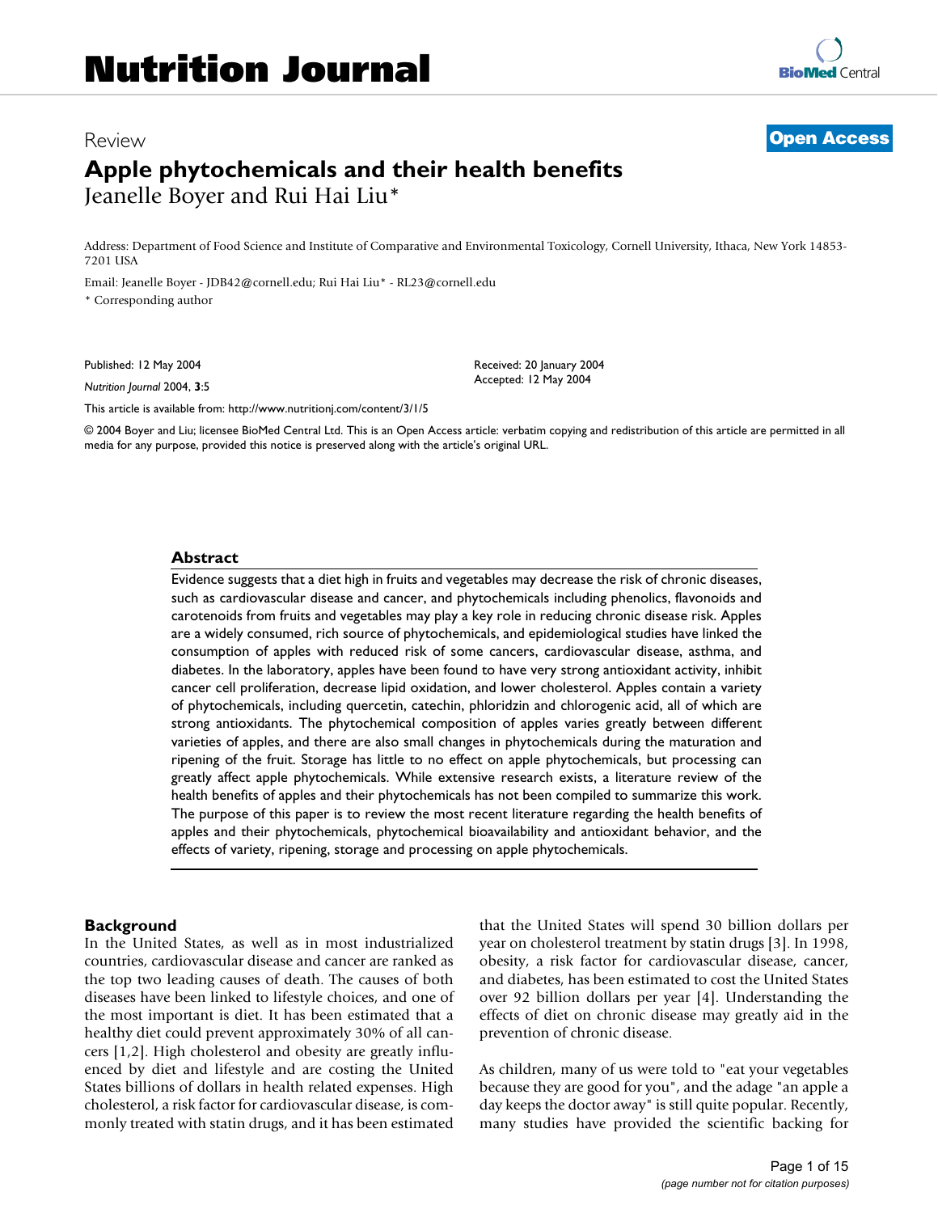# Nutrition Journal

Review

**Open Access**

## Apple phytochemicals and their health benefits

Jeanelle Boyer and Rui Hai Liu*

Address: Department of Food Science and Institute of Comparative and Environmental Toxicology, Cornell University, Ithaca, New York 14853-7201 USA

Email: Jeanelle Boyer - JDB42@cornell.edu; Rui Hai Liu* - RL23@cornell.edu

* Corresponding author

Published: 12 May 2004

*Nutrition Journal* 2004, **3**:5

Received: 20 January 2004
Accepted: 12 May 2004

This article is available from: http://www.nutritionj.com/content/3/1/5

© 2004 Boyer and Liu; licensee BioMed Central Ltd. This is an Open Access article: verbatim copying and redistribution of this article are permitted in all media for any purpose, provided this notice is preserved along with the article's original URL.

### Abstract

Evidence suggests that a diet high in fruits and vegetables may decrease the risk of chronic diseases, such as cardiovascular disease and cancer, and phytochemicals including phenolics, flavonoids and carotenoids from fruits and vegetables may play a key role in reducing chronic disease risk. Apples are a widely consumed, rich source of phytochemicals, and epidemiological studies have linked the consumption of apples with reduced risk of some cancers, cardiovascular disease, asthma, and diabetes. In the laboratory, apples have been found to have very strong antioxidant activity, inhibit cancer cell proliferation, decrease lipid oxidation, and lower cholesterol. Apples contain a variety of phytochemicals, including quercetin, catechin, phloridzin and chlorogenic acid, all of which are strong antioxidants. The phytochemical composition of apples varies greatly between different varieties of apples, and there are also small changes in phytochemicals during the maturation and ripening of the fruit. Storage has little to no effect on apple phytochemicals, but processing can greatly affect apple phytochemicals. While extensive research exists, a literature review of the health benefits of apples and their phytochemicals has not been compiled to summarize this work. The purpose of this paper is to review the most recent literature regarding the health benefits of apples and their phytochemicals, phytochemical bioavailability and antioxidant behavior, and the effects of variety, ripening, storage and processing on apple phytochemicals.

### Background

In the United States, as well as in most industrialized countries, cardiovascular disease and cancer are ranked as the top two leading causes of death. The causes of both diseases have been linked to lifestyle choices, and one of the most important is diet. It has been estimated that a healthy diet could prevent approximately 30% of all cancers [1,2]. High cholesterol and obesity are greatly influenced by diet and lifestyle and are costing the United States billions of dollars in health related expenses. High cholesterol, a risk factor for cardiovascular disease, is commonly treated with statin drugs, and it has been estimated that the United States will spend 30 billion dollars per year on cholesterol treatment by statin drugs [3]. In 1998, obesity, a risk factor for cardiovascular disease, cancer, and diabetes, has been estimated to cost the United States over 92 billion dollars per year [4]. Understanding the effects of diet on chronic disease may greatly aid in the prevention of chronic disease.

As children, many of us were told to "eat your vegetables because they are good for you", and the adage "an apple a day keeps the doctor away" is still quite popular. Recently, many studies have provided the scientific backing for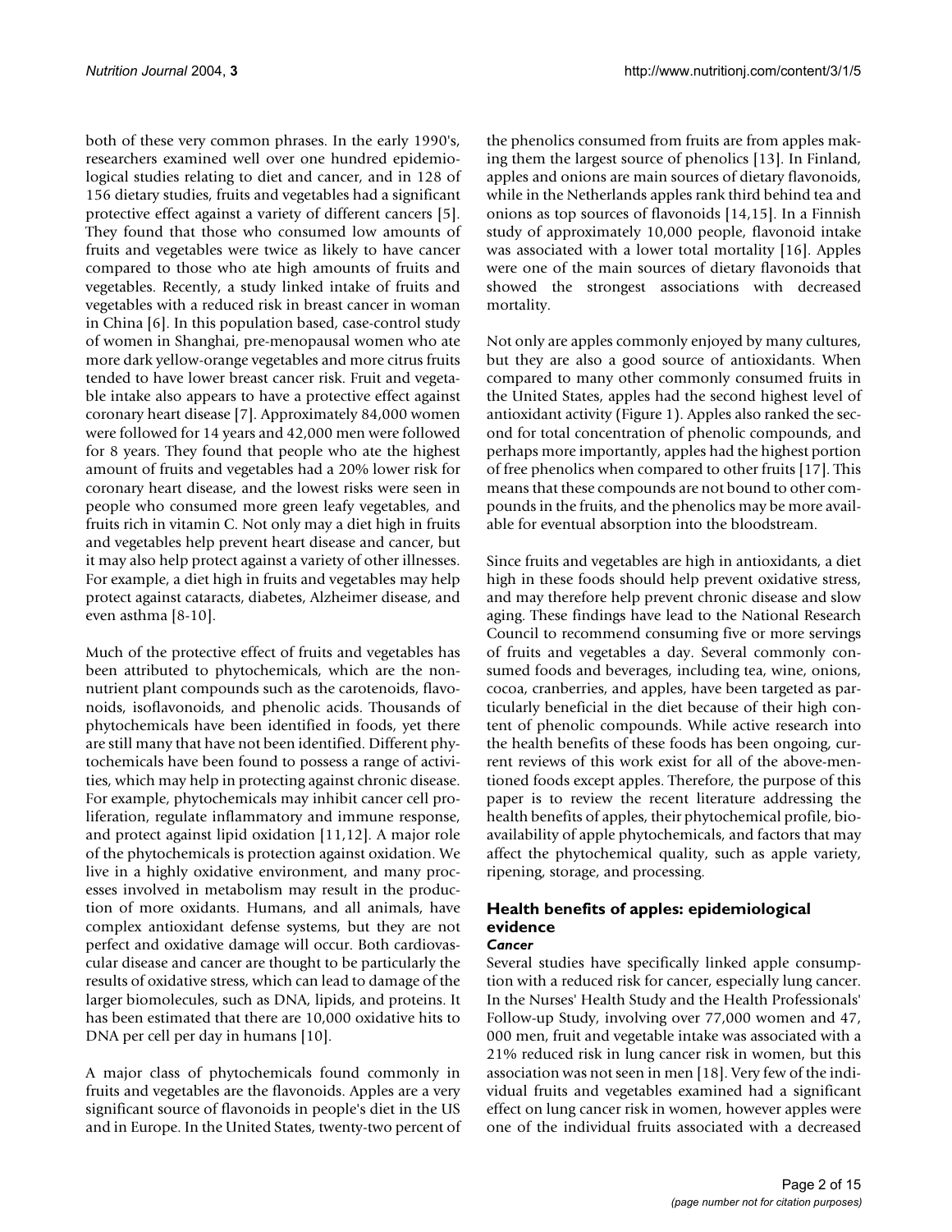both of these very common phrases. In the early 1990's, researchers examined well over one hundred epidemiological studies relating to diet and cancer, and in 128 of 156 dietary studies, fruits and vegetables had a significant protective effect against a variety of different cancers [5]. They found that those who consumed low amounts of fruits and vegetables were twice as likely to have cancer compared to those who ate high amounts of fruits and vegetables. Recently, a study linked intake of fruits and vegetables with a reduced risk in breast cancer in woman in China [6]. In this population based, case-control study of women in Shanghai, pre-menopausal women who ate more dark yellow-orange vegetables and more citrus fruits tended to have lower breast cancer risk. Fruit and vegetable intake also appears to have a protective effect against coronary heart disease [7]. Approximately 84,000 women were followed for 14 years and 42,000 men were followed for 8 years. They found that people who ate the highest amount of fruits and vegetables had a 20% lower risk for coronary heart disease, and the lowest risks were seen in people who consumed more green leafy vegetables, and fruits rich in vitamin C. Not only may a diet high in fruits and vegetables help prevent heart disease and cancer, but it may also help protect against a variety of other illnesses. For example, a diet high in fruits and vegetables may help protect against cataracts, diabetes, Alzheimer disease, and even asthma [8-10].

Much of the protective effect of fruits and vegetables has been attributed to phytochemicals, which are the non-nutrient plant compounds such as the carotenoids, flavonoids, isoflavonoids, and phenolic acids. Thousands of phytochemicals have been identified in foods, yet there are still many that have not been identified. Different phytochemicals have been found to possess a range of activities, which may help in protecting against chronic disease. For example, phytochemicals may inhibit cancer cell proliferation, regulate inflammatory and immune response, and protect against lipid oxidation [11,12]. A major role of the phytochemicals is protection against oxidation. We live in a highly oxidative environment, and many processes involved in metabolism may result in the production of more oxidants. Humans, and all animals, have complex antioxidant defense systems, but they are not perfect and oxidative damage will occur. Both cardiovascular disease and cancer are thought to be particularly the results of oxidative stress, which can lead to damage of the larger biomolecules, such as DNA, lipids, and proteins. It has been estimated that there are 10,000 oxidative hits to DNA per cell per day in humans [10].

A major class of phytochemicals found commonly in fruits and vegetables are the flavonoids. Apples are a very significant source of flavonoids in people's diet in the US and in Europe. In the United States, twenty-two percent of the phenolics consumed from fruits are from apples making them the largest source of phenolics [13]. In Finland, apples and onions are main sources of dietary flavonoids, while in the Netherlands apples rank third behind tea and onions as top sources of flavonoids [14,15]. In a Finnish study of approximately 10,000 people, flavonoid intake was associated with a lower total mortality [16]. Apples were one of the main sources of dietary flavonoids that showed the strongest associations with decreased mortality.

Not only are apples commonly enjoyed by many cultures, but they are also a good source of antioxidants. When compared to many other commonly consumed fruits in the United States, apples had the second highest level of antioxidant activity (Figure 1). Apples also ranked the second for total concentration of phenolic compounds, and perhaps more importantly, apples had the highest portion of free phenolics when compared to other fruits [17]. This means that these compounds are not bound to other compounds in the fruits, and the phenolics may be more available for eventual absorption into the bloodstream.

Since fruits and vegetables are high in antioxidants, a diet high in these foods should help prevent oxidative stress, and may therefore help prevent chronic disease and slow aging. These findings have lead to the National Research Council to recommend consuming five or more servings of fruits and vegetables a day. Several commonly consumed foods and beverages, including tea, wine, onions, cocoa, cranberries, and apples, have been targeted as particularly beneficial in the diet because of their high content of phenolic compounds. While active research into the health benefits of these foods has been ongoing, current reviews of this work exist for all of the above-mentioned foods except apples. Therefore, the purpose of this paper is to review the recent literature addressing the health benefits of apples, their phytochemical profile, bioavailability of apple phytochemicals, and factors that may affect the phytochemical quality, such as apple variety, ripening, storage, and processing.

## Health benefits of apples: epidemiological evidence

### *Cancer*

Several studies have specifically linked apple consumption with a reduced risk for cancer, especially lung cancer. In the Nurses' Health Study and the Health Professionals' Follow-up Study, involving over 77,000 women and 47,000 men, fruit and vegetable intake was associated with a 21% reduced risk in lung cancer risk in women, but this association was not seen in men [18]. Very few of the individual fruits and vegetables examined had a significant effect on lung cancer risk in women, however apples were one of the individual fruits associated with a decreased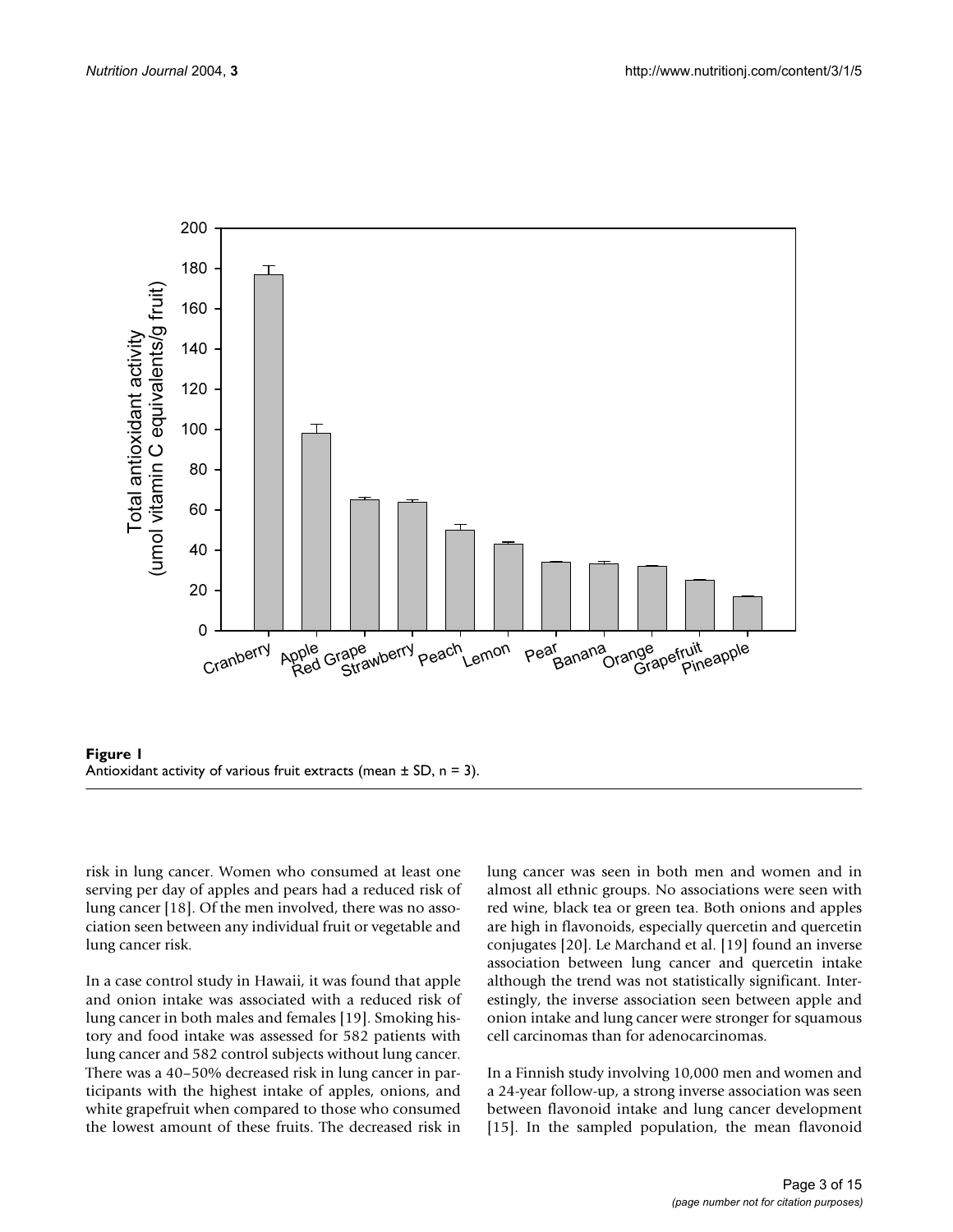**Figure 1**
Antioxidant activity of various fruit extracts (mean ± SD, n = 3).

risk in lung cancer. Women who consumed at least one serving per day of apples and pears had a reduced risk of lung cancer [18]. Of the men involved, there was no association seen between any individual fruit or vegetable and lung cancer risk.

In a case control study in Hawaii, it was found that apple and onion intake was associated with a reduced risk of lung cancer in both males and females [19]. Smoking history and food intake was assessed for 582 patients with lung cancer and 582 control subjects without lung cancer. There was a 40–50% decreased risk in lung cancer in participants with the highest intake of apples, onions, and white grapefruit when compared to those who consumed the lowest amount of these fruits. The decreased risk in lung cancer was seen in both men and women and in almost all ethnic groups. No associations were seen with red wine, black tea or green tea. Both onions and apples are high in flavonoids, especially quercetin and quercetin conjugates [20]. Le Marchand et al. [19] found an inverse association between lung cancer and quercetin intake although the trend was not statistically significant. Interestingly, the inverse association seen between apple and onion intake and lung cancer were stronger for squamous cell carcinomas than for adenocarcinomas.

In a Finnish study involving 10,000 men and women and a 24-year follow-up, a strong inverse association was seen between flavonoid intake and lung cancer development [15]. In the sampled population, the mean flavonoid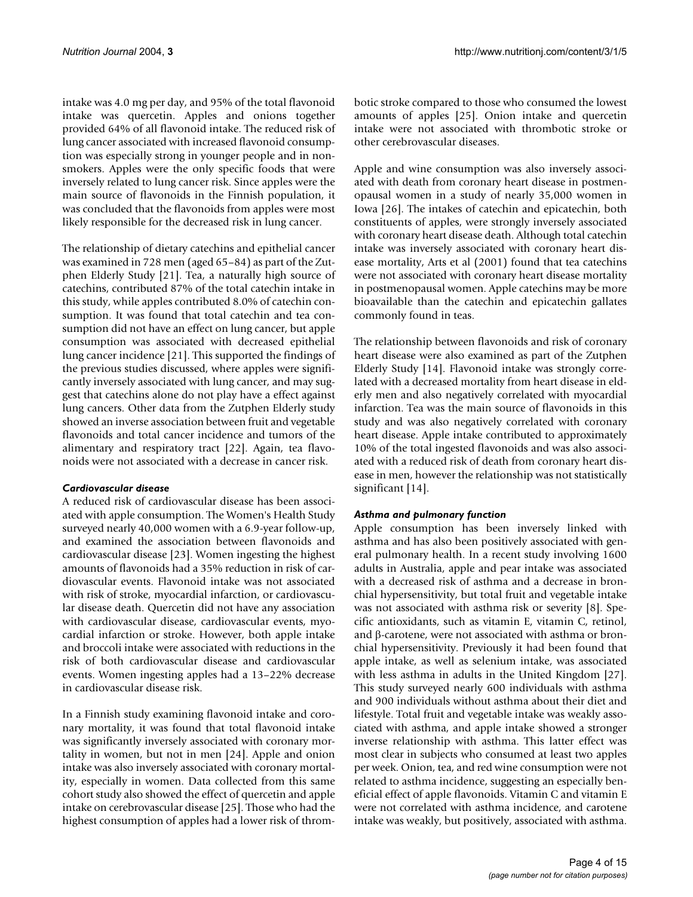intake was 4.0 mg per day, and 95% of the total flavonoid intake was quercetin. Apples and onions together provided 64% of all flavonoid intake. The reduced risk of lung cancer associated with increased flavonoid consumption was especially strong in younger people and in nonsmokers. Apples were the only specific foods that were inversely related to lung cancer risk. Since apples were the main source of flavonoids in the Finnish population, it was concluded that the flavonoids from apples were most likely responsible for the decreased risk in lung cancer.

The relationship of dietary catechins and epithelial cancer was examined in 728 men (aged 65–84) as part of the Zutphen Elderly Study [21]. Tea, a naturally high source of catechins, contributed 87% of the total catechin intake in this study, while apples contributed 8.0% of catechin consumption. It was found that total catechin and tea consumption did not have an effect on lung cancer, but apple consumption was associated with decreased epithelial lung cancer incidence [21]. This supported the findings of the previous studies discussed, where apples were significantly inversely associated with lung cancer, and may suggest that catechins alone do not play have a effect against lung cancers. Other data from the Zutphen Elderly study showed an inverse association between fruit and vegetable flavonoids and total cancer incidence and tumors of the alimentary and respiratory tract [22]. Again, tea flavonoids were not associated with a decrease in cancer risk.

#### *Cardiovascular disease*

A reduced risk of cardiovascular disease has been associated with apple consumption. The Women's Health Study surveyed nearly 40,000 women with a 6.9-year follow-up, and examined the association between flavonoids and cardiovascular disease [23]. Women ingesting the highest amounts of flavonoids had a 35% reduction in risk of cardiovascular events. Flavonoid intake was not associated with risk of stroke, myocardial infarction, or cardiovascular disease death. Quercetin did not have any association with cardiovascular disease, cardiovascular events, myocardial infarction or stroke. However, both apple intake and broccoli intake were associated with reductions in the risk of both cardiovascular disease and cardiovascular events. Women ingesting apples had a 13–22% decrease in cardiovascular disease risk.

In a Finnish study examining flavonoid intake and coronary mortality, it was found that total flavonoid intake was significantly inversely associated with coronary mortality in women, but not in men [24]. Apple and onion intake was also inversely associated with coronary mortality, especially in women. Data collected from this same cohort study also showed the effect of quercetin and apple intake on cerebrovascular disease [25]. Those who had the highest consumption of apples had a lower risk of thrombotic stroke compared to those who consumed the lowest amounts of apples [25]. Onion intake and quercetin intake were not associated with thrombotic stroke or other cerebrovascular diseases.

Apple and wine consumption was also inversely associated with death from coronary heart disease in postmenopausal women in a study of nearly 35,000 women in Iowa [26]. The intakes of catechin and epicatechin, both constituents of apples, were strongly inversely associated with coronary heart disease death. Although total catechin intake was inversely associated with coronary heart disease mortality, Arts et al (2001) found that tea catechins were not associated with coronary heart disease mortality in postmenopausal women. Apple catechins may be more bioavailable than the catechin and epicatechin gallates commonly found in teas.

The relationship between flavonoids and risk of coronary heart disease were also examined as part of the Zutphen Elderly Study [14]. Flavonoid intake was strongly correlated with a decreased mortality from heart disease in elderly men and also negatively correlated with myocardial infarction. Tea was the main source of flavonoids in this study and was also negatively correlated with coronary heart disease. Apple intake contributed to approximately 10% of the total ingested flavonoids and was also associated with a reduced risk of death from coronary heart disease in men, however the relationship was not statistically significant [14].

#### *Asthma and pulmonary function*

Apple consumption has been inversely linked with asthma and has also been positively associated with general pulmonary health. In a recent study involving 1600 adults in Australia, apple and pear intake was associated with a decreased risk of asthma and a decrease in bronchial hypersensitivity, but total fruit and vegetable intake was not associated with asthma risk or severity [8]. Specific antioxidants, such as vitamin E, vitamin C, retinol, and β-carotene, were not associated with asthma or bronchial hypersensitivity. Previously it had been found that apple intake, as well as selenium intake, was associated with less asthma in adults in the United Kingdom [27]. This study surveyed nearly 600 individuals with asthma and 900 individuals without asthma about their diet and lifestyle. Total fruit and vegetable intake was weakly associated with asthma, and apple intake showed a stronger inverse relationship with asthma. This latter effect was most clear in subjects who consumed at least two apples per week. Onion, tea, and red wine consumption were not related to asthma incidence, suggesting an especially beneficial effect of apple flavonoids. Vitamin C and vitamin E were not correlated with asthma incidence, and carotene intake was weakly, but positively, associated with asthma.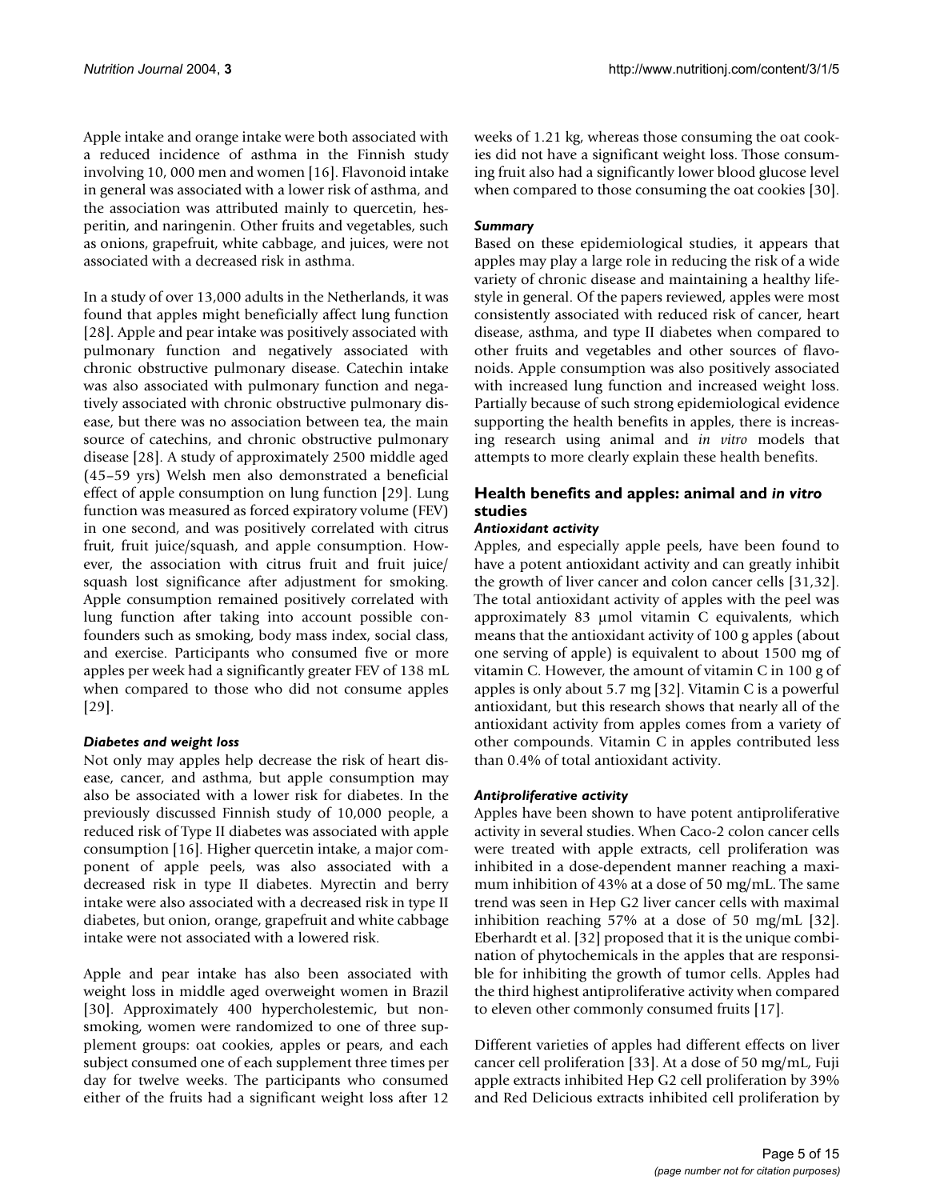Apple intake and orange intake were both associated with a reduced incidence of asthma in the Finnish study involving 10, 000 men and women [16]. Flavonoid intake in general was associated with a lower risk of asthma, and the association was attributed mainly to quercetin, hesperitin, and naringenin. Other fruits and vegetables, such as onions, grapefruit, white cabbage, and juices, were not associated with a decreased risk in asthma.

In a study of over 13,000 adults in the Netherlands, it was found that apples might beneficially affect lung function [28]. Apple and pear intake was positively associated with pulmonary function and negatively associated with chronic obstructive pulmonary disease. Catechin intake was also associated with pulmonary function and negatively associated with chronic obstructive pulmonary disease, but there was no association between tea, the main source of catechins, and chronic obstructive pulmonary disease [28]. A study of approximately 2500 middle aged (45–59 yrs) Welsh men also demonstrated a beneficial effect of apple consumption on lung function [29]. Lung function was measured as forced expiratory volume (FEV) in one second, and was positively correlated with citrus fruit, fruit juice/squash, and apple consumption. However, the association with citrus fruit and fruit juice/squash lost significance after adjustment for smoking. Apple consumption remained positively correlated with lung function after taking into account possible confounders such as smoking, body mass index, social class, and exercise. Participants who consumed five or more apples per week had a significantly greater FEV of 138 mL when compared to those who did not consume apples [29].

### *Diabetes and weight loss*

Not only may apples help decrease the risk of heart disease, cancer, and asthma, but apple consumption may also be associated with a lower risk for diabetes. In the previously discussed Finnish study of 10,000 people, a reduced risk of Type II diabetes was associated with apple consumption [16]. Higher quercetin intake, a major component of apple peels, was also associated with a decreased risk in type II diabetes. Myrectin and berry intake were also associated with a decreased risk in type II diabetes, but onion, orange, grapefruit and white cabbage intake were not associated with a lowered risk.

Apple and pear intake has also been associated with weight loss in middle aged overweight women in Brazil [30]. Approximately 400 hypercholestemic, but non-smoking, women were randomized to one of three supplement groups: oat cookies, apples or pears, and each subject consumed one of each supplement three times per day for twelve weeks. The participants who consumed either of the fruits had a significant weight loss after 12 weeks of 1.21 kg, whereas those consuming the oat cookies did not have a significant weight loss. Those consuming fruit also had a significantly lower blood glucose level when compared to those consuming the oat cookies [30].

### *Summary*

Based on these epidemiological studies, it appears that apples may play a large role in reducing the risk of a wide variety of chronic disease and maintaining a healthy lifestyle in general. Of the papers reviewed, apples were most consistently associated with reduced risk of cancer, heart disease, asthma, and type II diabetes when compared to other fruits and vegetables and other sources of flavonoids. Apple consumption was also positively associated with increased lung function and increased weight loss. Partially because of such strong epidemiological evidence supporting the health benefits in apples, there is increasing research using animal and *in vitro* models that attempts to more clearly explain these health benefits.

## Health benefits and apples: animal and *in vitro* studies

### *Antioxidant activity*

Apples, and especially apple peels, have been found to have a potent antioxidant activity and can greatly inhibit the growth of liver cancer and colon cancer cells [31,32]. The total antioxidant activity of apples with the peel was approximately 83 μmol vitamin C equivalents, which means that the antioxidant activity of 100 g apples (about one serving of apple) is equivalent to about 1500 mg of vitamin C. However, the amount of vitamin C in 100 g of apples is only about 5.7 mg [32]. Vitamin C is a powerful antioxidant, but this research shows that nearly all of the antioxidant activity from apples comes from a variety of other compounds. Vitamin C in apples contributed less than 0.4% of total antioxidant activity.

### *Antiproliferative activity*

Apples have been shown to have potent antiproliferative activity in several studies. When Caco-2 colon cancer cells were treated with apple extracts, cell proliferation was inhibited in a dose-dependent manner reaching a maximum inhibition of 43% at a dose of 50 mg/mL. The same trend was seen in Hep G2 liver cancer cells with maximal inhibition reaching 57% at a dose of 50 mg/mL [32]. Eberhardt et al. [32] proposed that it is the unique combination of phytochemicals in the apples that are responsible for inhibiting the growth of tumor cells. Apples had the third highest antiproliferative activity when compared to eleven other commonly consumed fruits [17].

Different varieties of apples had different effects on liver cancer cell proliferation [33]. At a dose of 50 mg/mL, Fuji apple extracts inhibited Hep G2 cell proliferation by 39% and Red Delicious extracts inhibited cell proliferation by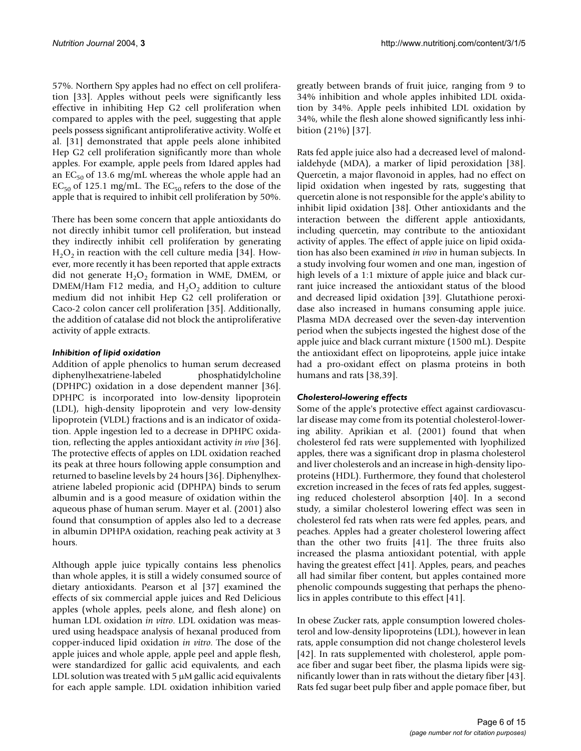57%. Northern Spy apples had no effect on cell proliferation [33]. Apples without peels were significantly less effective in inhibiting Hep G2 cell proliferation when compared to apples with the peel, suggesting that apple peels possess significant antiproliferative activity. Wolfe et al. [31] demonstrated that apple peels alone inhibited Hep G2 cell proliferation significantly more than whole apples. For example, apple peels from Idared apples had an $EC_{50}$ of 13.6 mg/mL whereas the whole apple had an $EC_{50}$ of 125.1 mg/mL. The $EC_{50}$ refers to the dose of the apple that is required to inhibit cell proliferation by 50%.

There has been some concern that apple antioxidants do not directly inhibit tumor cell proliferation, but instead they indirectly inhibit cell proliferation by generating $H_2O_2$ in reaction with the cell culture media [34]. However, more recently it has been reported that apple extracts did not generate $H_2O_2$ formation in WME, DMEM, or DMEM/Ham F12 media, and $H_2O_2$ addition to culture medium did not inhibit Hep G2 cell proliferation or Caco-2 colon cancer cell proliferation [35]. Additionally, the addition of catalase did not block the antiproliferative activity of apple extracts.

### *Inhibition of lipid oxidation*

Addition of apple phenolics to human serum decreased diphenylhexatriene-labeled phosphatidylcholine (DPHPC) oxidation in a dose dependent manner [36]. DPHPC is incorporated into low-density lipoprotein (LDL), high-density lipoprotein and very low-density lipoprotein (VLDL) fractions and is an indicator of oxidation. Apple ingestion led to a decrease in DPHPC oxidation, reflecting the apples antioxidant activity *in vivo* [36]. The protective effects of apples on LDL oxidation reached its peak at three hours following apple consumption and returned to baseline levels by 24 hours [36]. Diphenylhexatriene labeled propionic acid (DPHPA) binds to serum albumin and is a good measure of oxidation within the aqueous phase of human serum. Mayer et al. (2001) also found that consumption of apples also led to a decrease in albumin DPHPA oxidation, reaching peak activity at 3 hours.

Although apple juice typically contains less phenolics than whole apples, it is still a widely consumed source of dietary antioxidants. Pearson et al [37] examined the effects of six commercial apple juices and Red Delicious apples (whole apples, peels alone, and flesh alone) on human LDL oxidation *in vitro*. LDL oxidation was measured using headspace analysis of hexanal produced from copper-induced lipid oxidation *in vitro*. The dose of the apple juices and whole apple, apple peel and apple flesh, were standardized for gallic acid equivalents, and each LDL solution was treated with 5 μM gallic acid equivalents for each apple sample. LDL oxidation inhibition varied greatly between brands of fruit juice, ranging from 9 to 34% inhibition and whole apples inhibited LDL oxidation by 34%. Apple peels inhibited LDL oxidation by 34%, while the flesh alone showed significantly less inhibition (21%) [37].

Rats fed apple juice also had a decreased level of malondialdehyde (MDA), a marker of lipid peroxidation [38]. Quercetin, a major flavonoid in apples, had no effect on lipid oxidation when ingested by rats, suggesting that quercetin alone is not responsible for the apple's ability to inhibit lipid oxidation [38]. Other antioxidants and the interaction between the different apple antioxidants, including quercetin, may contribute to the antioxidant activity of apples. The effect of apple juice on lipid oxidation has also been examined *in vivo* in human subjects. In a study involving four women and one man, ingestion of high levels of a 1:1 mixture of apple juice and black currant juice increased the antioxidant status of the blood and decreased lipid oxidation [39]. Glutathione peroxidase also increased in humans consuming apple juice. Plasma MDA decreased over the seven-day intervention period when the subjects ingested the highest dose of the apple juice and black currant mixture (1500 mL). Despite the antioxidant effect on lipoproteins, apple juice intake had a pro-oxidant effect on plasma proteins in both humans and rats [38,39].

### *Cholesterol-lowering effects*

Some of the apple's protective effect against cardiovascular disease may come from its potential cholesterol-lowering ability. Aprikian et al. (2001) found that when cholesterol fed rats were supplemented with lyophilized apples, there was a significant drop in plasma cholesterol and liver cholesterols and an increase in high-density lipoproteins (HDL). Furthermore, they found that cholesterol excretion increased in the feces of rats fed apples, suggesting reduced cholesterol absorption [40]. In a second study, a similar cholesterol lowering effect was seen in cholesterol fed rats when rats were fed apples, pears, and peaches. Apples had a greater cholesterol lowering affect than the other two fruits [41]. The three fruits also increased the plasma antioxidant potential, with apple having the greatest effect [41]. Apples, pears, and peaches all had similar fiber content, but apples contained more phenolic compounds suggesting that perhaps the phenolics in apples contribute to this effect [41].

In obese Zucker rats, apple consumption lowered cholesterol and low-density lipoproteins (LDL), however in lean rats, apple consumption did not change cholesterol levels [42]. In rats supplemented with cholesterol, apple pomace fiber and sugar beet fiber, the plasma lipids were significantly lower than in rats without the dietary fiber [43]. Rats fed sugar beet pulp fiber and apple pomace fiber, but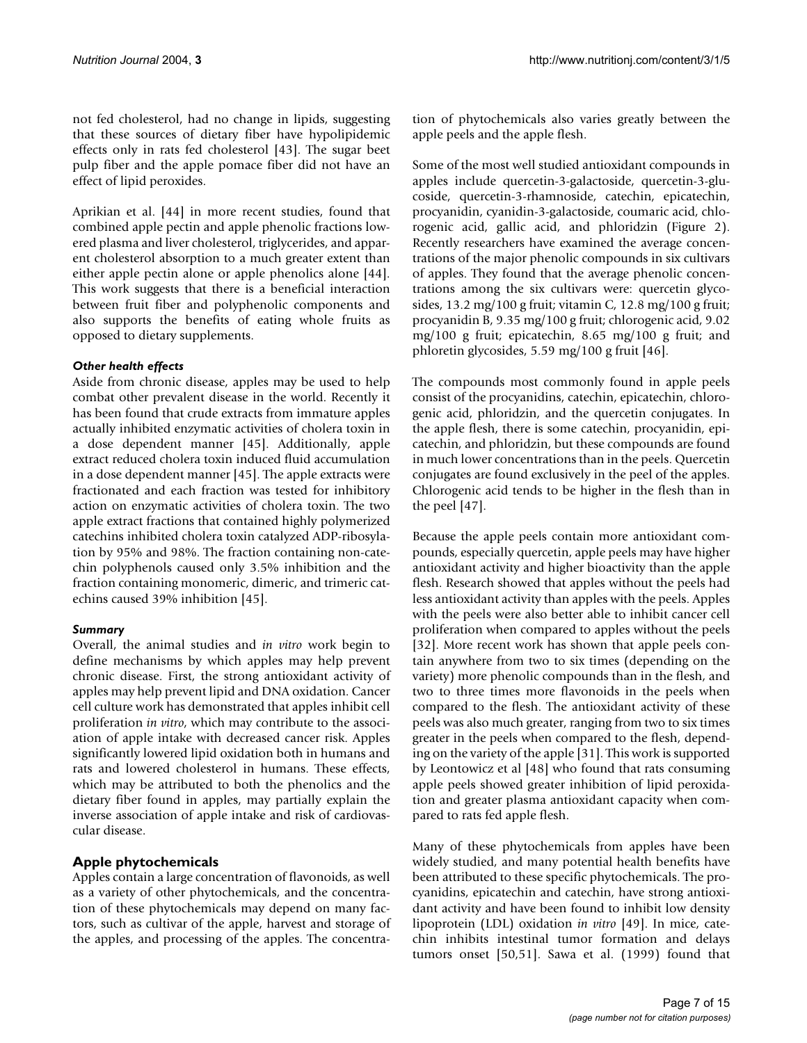not fed cholesterol, had no change in lipids, suggesting that these sources of dietary fiber have hypolipidemic effects only in rats fed cholesterol [43]. The sugar beet pulp fiber and the apple pomace fiber did not have an effect of lipid peroxides.

Aprikian et al. [44] in more recent studies, found that combined apple pectin and apple phenolic fractions lowered plasma and liver cholesterol, triglycerides, and apparent cholesterol absorption to a much greater extent than either apple pectin alone or apple phenolics alone [44]. This work suggests that there is a beneficial interaction between fruit fiber and polyphenolic components and also supports the benefits of eating whole fruits as opposed to dietary supplements.

#### *Other health effects*

Aside from chronic disease, apples may be used to help combat other prevalent disease in the world. Recently it has been found that crude extracts from immature apples actually inhibited enzymatic activities of cholera toxin in a dose dependent manner [45]. Additionally, apple extract reduced cholera toxin induced fluid accumulation in a dose dependent manner [45]. The apple extracts were fractionated and each fraction was tested for inhibitory action on enzymatic activities of cholera toxin. The two apple extract fractions that contained highly polymerized catechins inhibited cholera toxin catalyzed ADP-ribosylation by 95% and 98%. The fraction containing non-catechin polyphenols caused only 3.5% inhibition and the fraction containing monomeric, dimeric, and trimeric catechins caused 39% inhibition [45].

#### *Summary*

Overall, the animal studies and *in vitro* work begin to define mechanisms by which apples may help prevent chronic disease. First, the strong antioxidant activity of apples may help prevent lipid and DNA oxidation. Cancer cell culture work has demonstrated that apples inhibit cell proliferation *in vitro*, which may contribute to the association of apple intake with decreased cancer risk. Apples significantly lowered lipid oxidation both in humans and rats and lowered cholesterol in humans. These effects, which may be attributed to both the phenolics and the dietary fiber found in apples, may partially explain the inverse association of apple intake and risk of cardiovascular disease.

### Apple phytochemicals

Apples contain a large concentration of flavonoids, as well as a variety of other phytochemicals, and the concentration of these phytochemicals may depend on many factors, such as cultivar of the apple, harvest and storage of the apples, and processing of the apples. The concentration of phytochemicals also varies greatly between the apple peels and the apple flesh.

Some of the most well studied antioxidant compounds in apples include quercetin-3-galactoside, quercetin-3-glucoside, quercetin-3-rhamnoside, catechin, epicatechin, procyanidin, cyanidin-3-galactoside, coumaric acid, chlorogenic acid, gallic acid, and phloridzin (Figure 2). Recently researchers have examined the average concentrations of the major phenolic compounds in six cultivars of apples. They found that the average phenolic concentrations among the six cultivars were: quercetin glycosides, 13.2 mg/100 g fruit; vitamin C, 12.8 mg/100 g fruit; procyanidin B, 9.35 mg/100 g fruit; chlorogenic acid, 9.02 mg/100 g fruit; epicatechin, 8.65 mg/100 g fruit; and phloretin glycosides, 5.59 mg/100 g fruit [46].

The compounds most commonly found in apple peels consist of the procyanidins, catechin, epicatechin, chlorogenic acid, phloridzin, and the quercetin conjugates. In the apple flesh, there is some catechin, procyanidin, epicatechin, and phloridzin, but these compounds are found in much lower concentrations than in the peels. Quercetin conjugates are found exclusively in the peel of the apples. Chlorogenic acid tends to be higher in the flesh than in the peel [47].

Because the apple peels contain more antioxidant compounds, especially quercetin, apple peels may have higher antioxidant activity and higher bioactivity than the apple flesh. Research showed that apples without the peels had less antioxidant activity than apples with the peels. Apples with the peels were also better able to inhibit cancer cell proliferation when compared to apples without the peels [32]. More recent work has shown that apple peels contain anywhere from two to six times (depending on the variety) more phenolic compounds than in the flesh, and two to three times more flavonoids in the peels when compared to the flesh. The antioxidant activity of these peels was also much greater, ranging from two to six times greater in the peels when compared to the flesh, depending on the variety of the apple [31]. This work is supported by Leontowicz et al [48] who found that rats consuming apple peels showed greater inhibition of lipid peroxidation and greater plasma antioxidant capacity when compared to rats fed apple flesh.

Many of these phytochemicals from apples have been widely studied, and many potential health benefits have been attributed to these specific phytochemicals. The procyanidins, epicatechin and catechin, have strong antioxidant activity and have been found to inhibit low density lipoprotein (LDL) oxidation *in vitro* [49]. In mice, catechin inhibits intestinal tumor formation and delays tumors onset [50,51]. Sawa et al. (1999) found that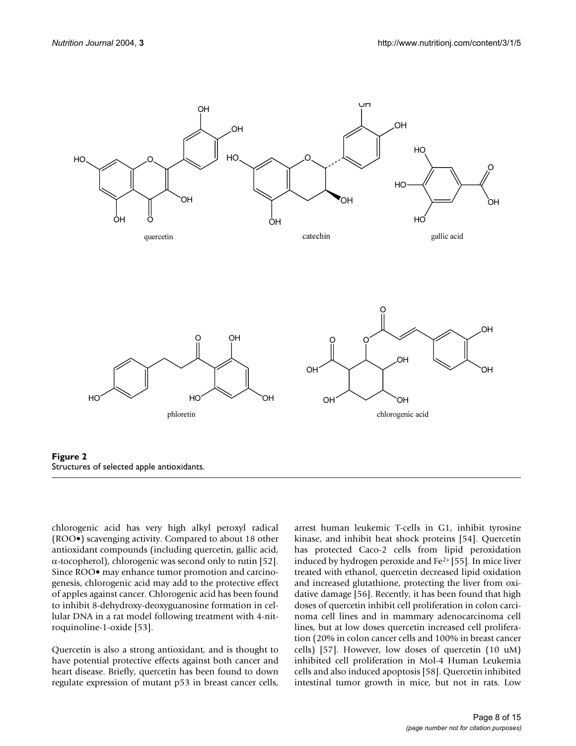**Figure 2**
Structures of selected apple antioxidants.

chlorogenic acid has very high alkyl peroxyl radical (ROO•) scavenging activity. Compared to about 18 other antioxidant compounds (including quercetin, gallic acid, α-tocopherol), chlorogenic was second only to rutin [52]. Since ROO• may enhance tumor promotion and carcinogenesis, chlorogenic acid may add to the protective effect of apples against cancer. Chlorogenic acid has been found to inhibit 8-dehydroxy-deoxyguanosine formation in cellular DNA in a rat model following treatment with 4-nitroquinoline-1-oxide [53].

Quercetin is also a strong antioxidant, and is thought to have potential protective effects against both cancer and heart disease. Briefly, quercetin has been found to down regulate expression of mutant p53 in breast cancer cells, arrest human leukemic T-cells in G1, inhibit tyrosine kinase, and inhibit heat shock proteins [54]. Quercetin has protected Caco-2 cells from lipid peroxidation induced by hydrogen peroxide and $Fe^{2+}$ [55]. In mice liver treated with ethanol, quercetin decreased lipid oxidation and increased glutathione, protecting the liver from oxidative damage [56]. Recently, it has been found that high doses of quercetin inhibit cell proliferation in colon carcinoma cell lines and in mammary adenocarcinoma cell lines, but at low doses quercetin increased cell proliferation (20% in colon cancer cells and 100% in breast cancer cells) [57]. However, low doses of quercetin (10 uM) inhibited cell proliferation in Mol-4 Human Leukemia cells and also induced apoptosis [58]. Quercetin inhibited intestinal tumor growth in mice, but not in rats. Low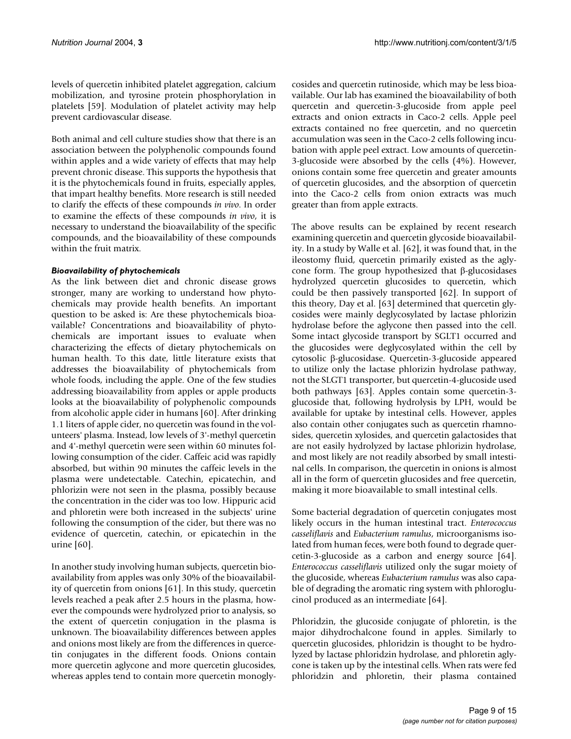levels of quercetin inhibited platelet aggregation, calcium mobilization, and tyrosine protein phosphorylation in platelets [59]. Modulation of platelet activity may help prevent cardiovascular disease.

Both animal and cell culture studies show that there is an association between the polyphenolic compounds found within apples and a wide variety of effects that may help prevent chronic disease. This supports the hypothesis that it is the phytochemicals found in fruits, especially apples, that impart healthy benefits. More research is still needed to clarify the effects of these compounds *in vivo*. In order to examine the effects of these compounds *in vivo*, it is necessary to understand the bioavailability of the specific compounds, and the bioavailability of these compounds within the fruit matrix.

### *Bioavailability of phytochemicals*

As the link between diet and chronic disease grows stronger, many are working to understand how phytochemicals may provide health benefits. An important question to be asked is: Are these phytochemicals bioavailable? Concentrations and bioavailability of phytochemicals are important issues to evaluate when characterizing the effects of dietary phytochemicals on human health. To this date, little literature exists that addresses the bioavailability of phytochemicals from whole foods, including the apple. One of the few studies addressing bioavailability from apples or apple products looks at the bioavailability of polyphenolic compounds from alcoholic apple cider in humans [60]. After drinking 1.1 liters of apple cider, no quercetin was found in the volunteers' plasma. Instead, low levels of 3'-methyl quercetin and 4'-methyl quercetin were seen within 60 minutes following consumption of the cider. Caffeic acid was rapidly absorbed, but within 90 minutes the caffeic levels in the plasma were undetectable. Catechin, epicatechin, and phlorizin were not seen in the plasma, possibly because the concentration in the cider was too low. Hippuric acid and phloretin were both increased in the subjects' urine following the consumption of the cider, but there was no evidence of quercetin, catechin, or epicatechin in the urine [60].

In another study involving human subjects, quercetin bioavailability from apples was only 30% of the bioavailability of quercetin from onions [61]. In this study, quercetin levels reached a peak after 2.5 hours in the plasma, however the compounds were hydrolyzed prior to analysis, so the extent of quercetin conjugation in the plasma is unknown. The bioavailability differences between apples and onions most likely are from the differences in quercetin conjugates in the different foods. Onions contain more quercetin aglycone and more quercetin glucosides, whereas apples tend to contain more quercetin monoglycosides and quercetin rutinoside, which may be less bioavailable. Our lab has examined the bioavailability of both quercetin and quercetin-3-glucoside from apple peel extracts and onion extracts in Caco-2 cells. Apple peel extracts contained no free quercetin, and no quercetin accumulation was seen in the Caco-2 cells following incubation with apple peel extract. Low amounts of quercetin-3-glucoside were absorbed by the cells (4%). However, onions contain some free quercetin and greater amounts of quercetin glucosides, and the absorption of quercetin into the Caco-2 cells from onion extracts was much greater than from apple extracts.

The above results can be explained by recent research examining quercetin and quercetin glycoside bioavailability. In a study by Walle et al. [62], it was found that, in the ileostomy fluid, quercetin primarily existed as the aglycone form. The group hypothesized that β-glucosidases hydrolyzed quercetin glucosides to quercetin, which could be then passively transported [62]. In support of this theory, Day et al. [63] determined that quercetin glycosides were mainly deglycosylated by lactase phlorizin hydrolase before the aglycone then passed into the cell. Some intact glycoside transport by SGLT1 occurred and the glucosides were deglycosylated within the cell by cytosolic β-glucosidase. Quercetin-3-glucoside appeared to utilize only the lactase phlorizin hydrolase pathway, not the SLGT1 transporter, but quercetin-4-glucoside used both pathways [63]. Apples contain some quercetin-3-glucoside that, following hydrolysis by LPH, would be available for uptake by intestinal cells. However, apples also contain other conjugates such as quercetin rhamnosides, quercetin xylosides, and quercetin galactosides that are not easily hydrolyzed by lactase phlorizin hydrolase, and most likely are not readily absorbed by small intestinal cells. In comparison, the quercetin in onions is almost all in the form of quercetin glucosides and free quercetin, making it more bioavailable to small intestinal cells.

Some bacterial degradation of quercetin conjugates most likely occurs in the human intestinal tract. *Enterococcus casseliflavis* and *Eubacterium ramulus*, microorganisms isolated from human feces, were both found to degrade quercetin-3-glucoside as a carbon and energy source [64]. *Enterococcus casseliflavis* utilized only the sugar moiety of the glucoside, whereas *Eubacterium ramulus* was also capable of degrading the aromatic ring system with phloroglucinol produced as an intermediate [64].

Phloridzin, the glucoside conjugate of phloretin, is the major dihydrochalcone found in apples. Similarly to quercetin glucosides, phloridzin is thought to be hydrolyzed by lactase phloridzin hydrolase, and phloretin aglycone is taken up by the intestinal cells. When rats were fed phloridzin and phloretin, their plasma contained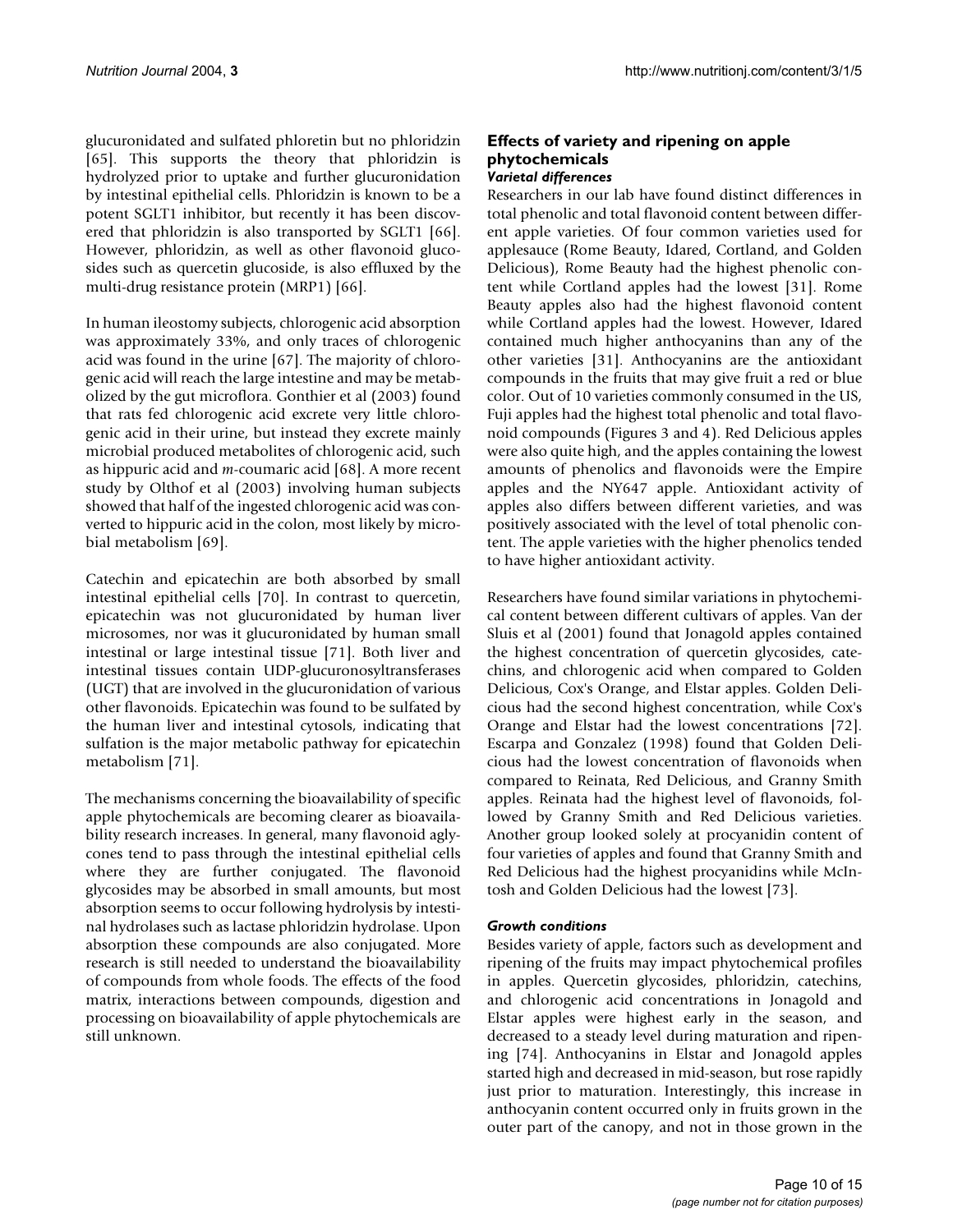glucuronidated and sulfated phloretin but no phloridzin [65]. This supports the theory that phloridzin is hydrolyzed prior to uptake and further glucuronidation by intestinal epithelial cells. Phloridzin is known to be a potent SGLT1 inhibitor, but recently it has been discovered that phloridzin is also transported by SGLT1 [66]. However, phloridzin, as well as other flavonoid glucosides such as quercetin glucoside, is also effluxed by the multi-drug resistance protein (MRP1) [66].

In human ileostomy subjects, chlorogenic acid absorption was approximately 33%, and only traces of chlorogenic acid was found in the urine [67]. The majority of chlorogenic acid will reach the large intestine and may be metabolized by the gut microflora. Gonthier et al (2003) found that rats fed chlorogenic acid excrete very little chlorogenic acid in their urine, but instead they excrete mainly microbial produced metabolites of chlorogenic acid, such as hippuric acid and *m*-coumaric acid [68]. A more recent study by Olthof et al (2003) involving human subjects showed that half of the ingested chlorogenic acid was converted to hippuric acid in the colon, most likely by microbial metabolism [69].

Catechin and epicatechin are both absorbed by small intestinal epithelial cells [70]. In contrast to quercetin, epicatechin was not glucuronidated by human liver microsomes, nor was it glucuronidated by human small intestinal or large intestinal tissue [71]. Both liver and intestinal tissues contain UDP-glucuronosyltransferases (UGT) that are involved in the glucuronidation of various other flavonoids. Epicatechin was found to be sulfated by the human liver and intestinal cytosols, indicating that sulfation is the major metabolic pathway for epicatechin metabolism [71].

The mechanisms concerning the bioavailability of specific apple phytochemicals are becoming clearer as bioavailability research increases. In general, many flavonoid aglycones tend to pass through the intestinal epithelial cells where they are further conjugated. The flavonoid glycosides may be absorbed in small amounts, but most absorption seems to occur following hydrolysis by intestinal hydrolases such as lactase phloridzin hydrolase. Upon absorption these compounds are also conjugated. More research is still needed to understand the bioavailability of compounds from whole foods. The effects of the food matrix, interactions between compounds, digestion and processing on bioavailability of apple phytochemicals are still unknown.

## Effects of variety and ripening on apple phytochemicals

### *Varietal differences*

Researchers in our lab have found distinct differences in total phenolic and total flavonoid content between different apple varieties. Of four common varieties used for applesauce (Rome Beauty, Idared, Cortland, and Golden Delicious), Rome Beauty had the highest phenolic content while Cortland apples had the lowest [31]. Rome Beauty apples also had the highest flavonoid content while Cortland apples had the lowest. However, Idared contained much higher anthocyanins than any of the other varieties [31]. Anthocyanins are the antioxidant compounds in the fruits that may give fruit a red or blue color. Out of 10 varieties commonly consumed in the US, Fuji apples had the highest total phenolic and total flavonoid compounds (Figures 3 and 4). Red Delicious apples were also quite high, and the apples containing the lowest amounts of phenolics and flavonoids were the Empire apples and the NY647 apple. Antioxidant activity of apples also differs between different varieties, and was positively associated with the level of total phenolic content. The apple varieties with the higher phenolics tended to have higher antioxidant activity.

Researchers have found similar variations in phytochemical content between different cultivars of apples. Van der Sluis et al (2001) found that Jonagold apples contained the highest concentration of quercetin glycosides, catechins, and chlorogenic acid when compared to Golden Delicious, Cox's Orange, and Elstar apples. Golden Delicious had the second highest concentration, while Cox's Orange and Elstar had the lowest concentrations [72]. Escarpa and Gonzalez (1998) found that Golden Delicious had the lowest concentration of flavonoids when compared to Reinata, Red Delicious, and Granny Smith apples. Reinata had the highest level of flavonoids, followed by Granny Smith and Red Delicious varieties. Another group looked solely at procyanidin content of four varieties of apples and found that Granny Smith and Red Delicious had the highest procyanidins while McIntosh and Golden Delicious had the lowest [73].

### *Growth conditions*

Besides variety of apple, factors such as development and ripening of the fruits may impact phytochemical profiles in apples. Quercetin glycosides, phloridzin, catechins, and chlorogenic acid concentrations in Jonagold and Elstar apples were highest early in the season, and decreased to a steady level during maturation and ripening [74]. Anthocyanins in Elstar and Jonagold apples started high and decreased in mid-season, but rose rapidly just prior to maturation. Interestingly, this increase in anthocyanin content occurred only in fruits grown in the outer part of the canopy, and not in those grown in the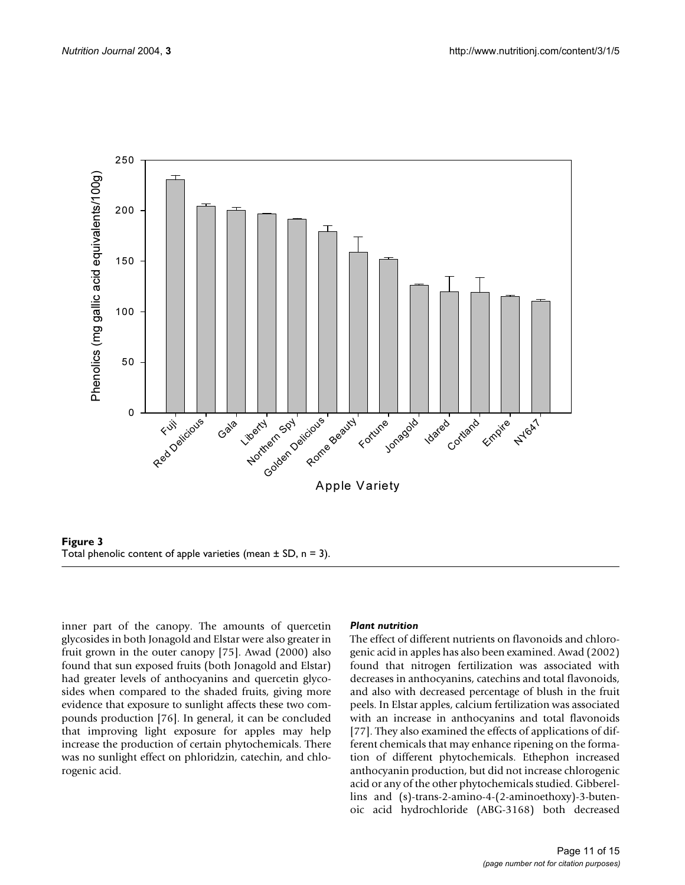**Figure 3**
Total phenolic content of apple varieties (mean ± SD, n = 3).

inner part of the canopy. The amounts of quercetin glycosides in both Jonagold and Elstar were also greater in fruit grown in the outer canopy [75]. Awad (2000) also found that sun exposed fruits (both Jonagold and Elstar) had greater levels of anthocyanins and quercetin glycosides when compared to the shaded fruits, giving more evidence that exposure to sunlight affects these two compounds production [76]. In general, it can be concluded that improving light exposure for apples may help increase the production of certain phytochemicals. There was no sunlight effect on phloridzin, catechin, and chlorogenic acid.

#### *Plant nutrition*

The effect of different nutrients on flavonoids and chlorogenic acid in apples has also been examined. Awad (2002) found that nitrogen fertilization was associated with decreases in anthocyanins, catechins and total flavonoids, and also with decreased percentage of blush in the fruit peels. In Elstar apples, calcium fertilization was associated with an increase in anthocyanins and total flavonoids [77]. They also examined the effects of applications of different chemicals that may enhance ripening on the formation of different phytochemicals. Ethephon increased anthocyanin production, but did not increase chlorogenic acid or any of the other phytochemicals studied. Gibberellins and (s)-trans-2-amino-4-(2-aminoethoxy)-3-butenoic acid hydrochloride (ABG-3168) both decreased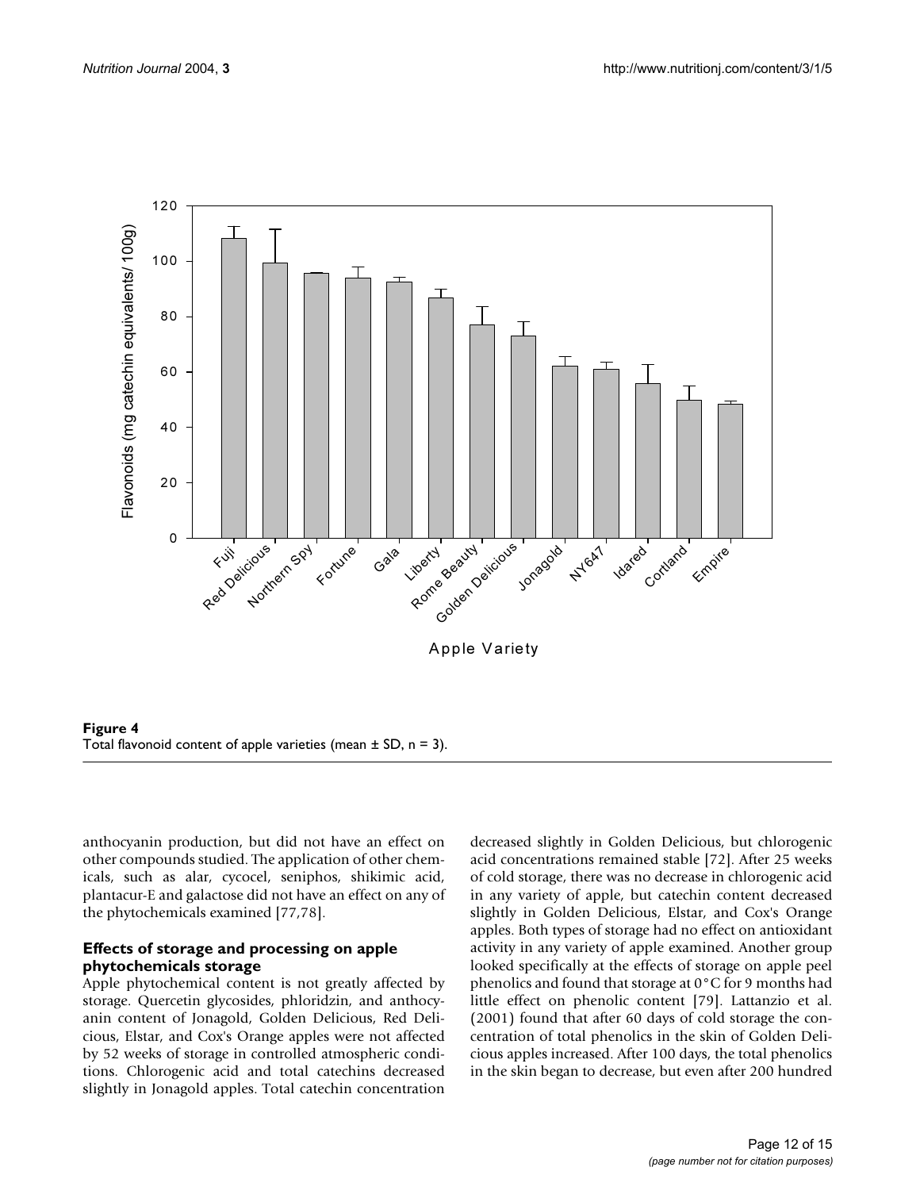**Figure 4**
Total flavonoid content of apple varieties (mean ± SD, n = 3).

anthocyanin production, but did not have an effect on other compounds studied. The application of other chemicals, such as alar, cycocel, seniphos, shikimic acid, plantacur-E and galactose did not have an effect on any of the phytochemicals examined [77,78].

### Effects of storage and processing on apple phytochemicals storage

Apple phytochemical content is not greatly affected by storage. Quercetin glycosides, phloridzin, and anthocyanin content of Jonagold, Golden Delicious, Red Delicious, Elstar, and Cox's Orange apples were not affected by 52 weeks of storage in controlled atmospheric conditions. Chlorogenic acid and total catechins decreased slightly in Jonagold apples. Total catechin concentration decreased slightly in Golden Delicious, but chlorogenic acid concentrations remained stable [72]. After 25 weeks of cold storage, there was no decrease in chlorogenic acid in any variety of apple, but catechin content decreased slightly in Golden Delicious, Elstar, and Cox's Orange apples. Both types of storage had no effect on antioxidant activity in any variety of apple examined. Another group looked specifically at the effects of storage on apple peel phenolics and found that storage at 0°C for 9 months had little effect on phenolic content [79]. Lattanzio et al. (2001) found that after 60 days of cold storage the concentration of total phenolics in the skin of Golden Delicious apples increased. After 100 days, the total phenolics in the skin began to decrease, but even after 200 hundred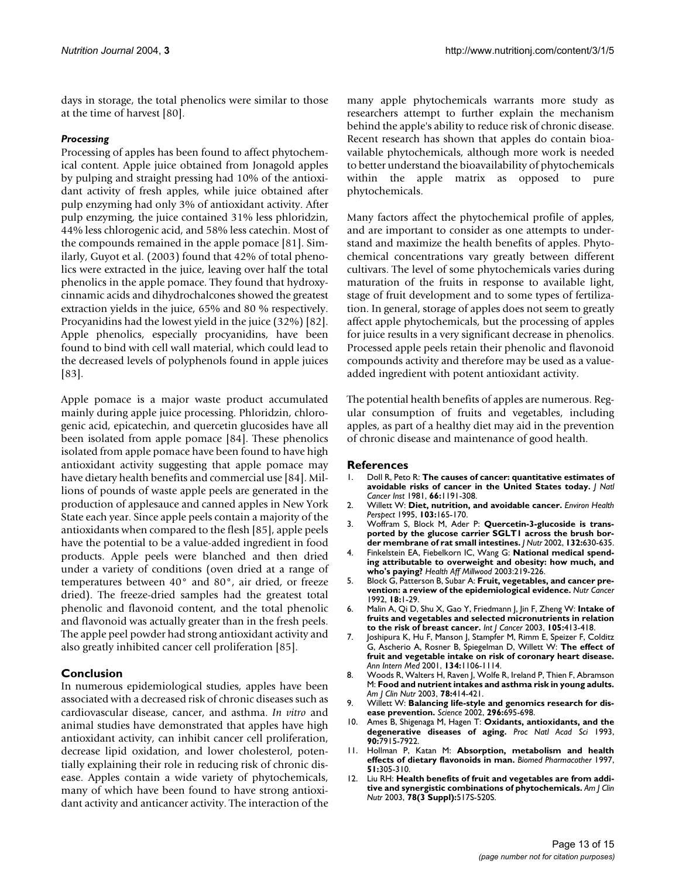days in storage, the total phenolics were similar to those at the time of harvest [80].

### *Processing*

Processing of apples has been found to affect phytochemical content. Apple juice obtained from Jonagold apples by pulping and straight pressing had 10% of the antioxidant activity of fresh apples, while juice obtained after pulp enzyming had only 3% of antioxidant activity. After pulp enzyming, the juice contained 31% less phloridzin, 44% less chlorogenic acid, and 58% less catechin. Most of the compounds remained in the apple pomace [81]. Similarly, Guyot et al. (2003) found that 42% of total phenolics were extracted in the juice, leaving over half the total phenolics in the apple pomace. They found that hydroxycinnamic acids and dihydrochalcones showed the greatest extraction yields in the juice, 65% and 80 % respectively. Procyanidins had the lowest yield in the juice (32%) [82]. Apple phenolics, especially procyanidins, have been found to bind with cell wall material, which could lead to the decreased levels of polyphenols found in apple juices [83].

Apple pomace is a major waste product accumulated mainly during apple juice processing. Phloridzin, chlorogenic acid, epicatechin, and quercetin glucosides have all been isolated from apple pomace [84]. These phenolics isolated from apple pomace have been found to have high antioxidant activity suggesting that apple pomace may have dietary health benefits and commercial use [84]. Millions of pounds of waste apple peels are generated in the production of applesauce and canned apples in New York State each year. Since apple peels contain a majority of the antioxidants when compared to the flesh [85], apple peels have the potential to be a value-added ingredient in food products. Apple peels were blanched and then dried under a variety of conditions (oven dried at a range of temperatures between 40° and 80°, air dried, or freeze dried). The freeze-dried samples had the greatest total phenolic and flavonoid content, and the total phenolic and flavonoid was actually greater than in the fresh peels. The apple peel powder had strong antioxidant activity and also greatly inhibited cancer cell proliferation [85].

## Conclusion

In numerous epidemiological studies, apples have been associated with a decreased risk of chronic diseases such as cardiovascular disease, cancer, and asthma. *In vitro* and animal studies have demonstrated that apples have high antioxidant activity, can inhibit cancer cell proliferation, decrease lipid oxidation, and lower cholesterol, potentially explaining their role in reducing risk of chronic disease. Apples contain a wide variety of phytochemicals, many of which have been found to have strong antioxidant activity and anticancer activity. The interaction of the many apple phytochemicals warrants more study as researchers attempt to further explain the mechanism behind the apple's ability to reduce risk of chronic disease. Recent research has shown that apples do contain bioavailable phytochemicals, although more work is needed to better understand the bioavailability of phytochemicals within the apple matrix as opposed to pure phytochemicals.

Many factors affect the phytochemical profile of apples, and are important to consider as one attempts to understand and maximize the health benefits of apples. Phytochemical concentrations vary greatly between different cultivars. The level of some phytochemicals varies during maturation of the fruits in response to available light, stage of fruit development and to some types of fertilization. In general, storage of apples does not seem to greatly affect apple phytochemicals, but the processing of apples for juice results in a very significant decrease in phenolics. Processed apple peels retain their phenolic and flavonoid compounds activity and therefore may be used as a value-added ingredient with potent antioxidant activity.

The potential health benefits of apples are numerous. Regular consumption of fruits and vegetables, including apples, as part of a healthy diet may aid in the prevention of chronic disease and maintenance of good health.

## References

1. Doll R, Peto R: **The causes of cancer: quantitative estimates of avoidable risks of cancer in the United States today.** *J Natl Cancer Inst* 1981, **66:**1191-308.
2. Willett W: **Diet, nutrition, and avoidable cancer.** *Environ Health Perspect* 1995, **103:**165-170.
3. Woffram S, Block M, Ader P: **Quercetin-3-glucoside is transported by the glucose carrier SGLT1 across the brush border membrane of rat small intestines.** *J Nutr* 2002, **132:**630-635.
4. Finkelstein EA, Fiebelkorn IC, Wang G: **National medical spending attributable to overweight and obesity: how much, and who's paying?** *Health Aff Millwood* 2003:219-226.
5. Block G, Patterson B, Subar A: **Fruit, vegetables, and cancer prevention: a review of the epidemiological evidence.** *Nutr Cancer* 1992, **18:**1-29.
6. Malin A, Qi D, Shu X, Gao Y, Friedmann J, Jin F, Zheng W: **Intake of fruits and vegetables and selected micronutrients in relation to the risk of breast cancer.** *Int J Cancer* 2003, **105:**413-418.
7. Joshipura K, Hu F, Manson J, Stampfer M, Rimm E, Speizer F, Colditz G, Ascherio A, Rosner B, Spiegelman D, Willett W: **The effect of fruit and vegetable intake on risk of coronary heart disease.** *Ann Intern Med* 2001, **134:**1106-1114.
8. Woods R, Walters H, Raven J, Wolfe R, Ireland P, Thien F, Abramson M: **Food and nutrient intakes and asthma risk in young adults.** *Am J Clin Nutr* 2003, **78:**414-421.
9. Willett W: **Balancing life-style and genomics research for disease prevention.** *Science* 2002, **296:**695-698.
10. Ames B, Shigenaga M, Hagen T: **Oxidants, antioxidants, and the degenerative diseases of aging.** *Proc Natl Acad Sci* 1993, **90:**7915-7922.
11. Hollman P, Katan M: **Absorption, metabolism and health effects of dietary flavonoids in man.** *Biomed Pharmacother* 1997, **51:**305-310.
12. Liu RH: **Health benefits of fruit and vegetables are from additive and synergistic combinations of phytochemicals.** *Am J Clin Nutr* 2003, **78(3 Suppl):**517S-520S.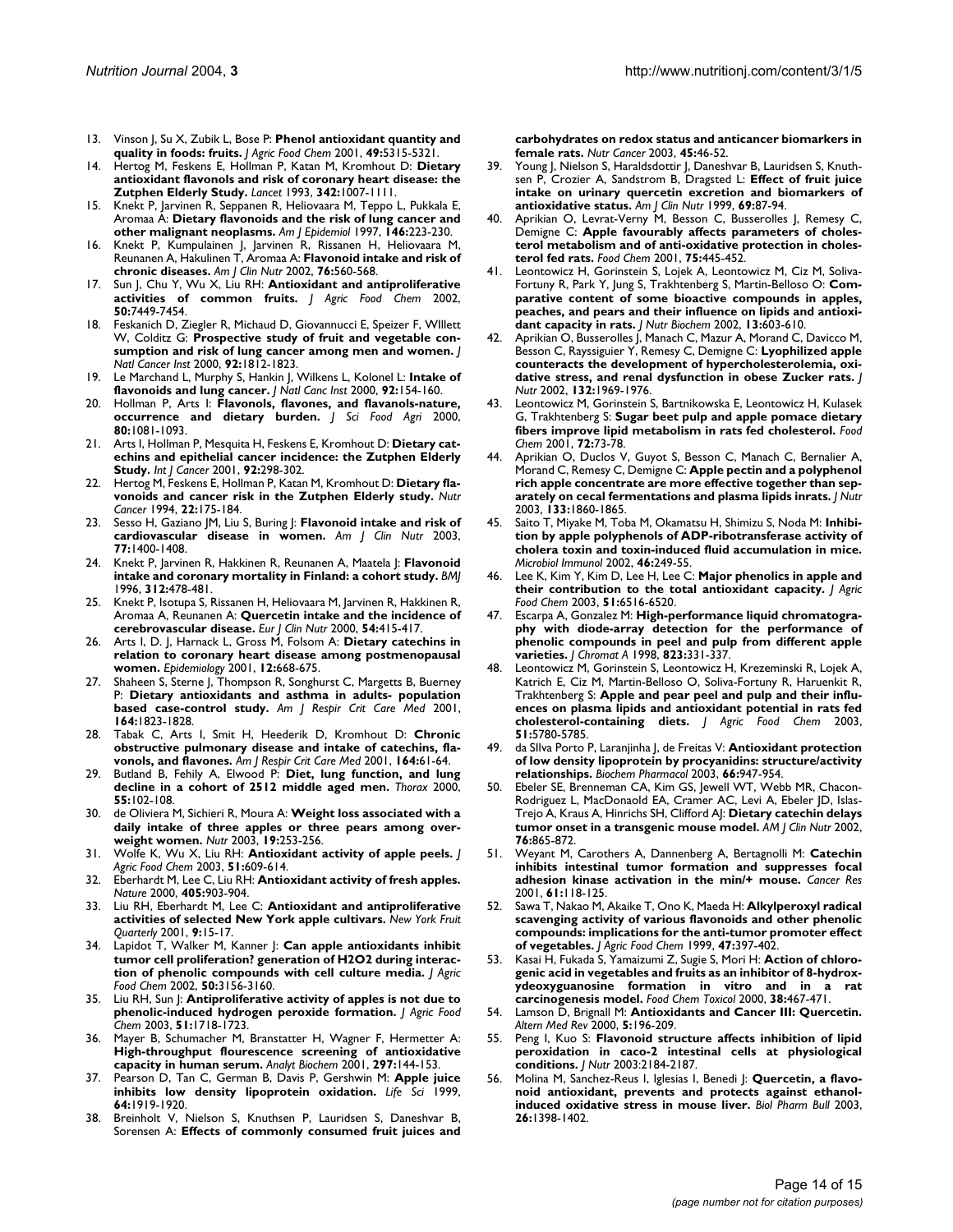13. Vinson J, Su X, Zubik L, Bose P: **Phenol antioxidant quantity and quality in foods: fruits.** *J Agric Food Chem* 2001, **49:**5315-5321.
14. Hertog M, Feskens E, Hollman P, Katan M, Kromhout D: **Dietary antioxidant flavonols and risk of coronary heart disease: the Zutphen Elderly Study.** *Lancet* 1993, **342:**1007-1111.
15. Knekt P, Jarvinen R, Seppanen R, Heliovaara M, Teppo L, Pukkala E, Aromaa A: **Dietary flavonoids and the risk of lung cancer and other malignant neoplasms.** *Am J Epidemiol* 1997, **146:**223-230.
16. Knekt P, Kumpulainen J, Jarvinen R, Rissanen H, Heliovaara M, Reunanen A, Hakulinen T, Aromaa A: **Flavonoid intake and risk of chronic diseases.** *Am J Clin Nutr* 2002, **76:**560-568.
17. Sun J, Chu Y, Wu X, Liu RH: **Antioxidant and antiproliferative activities of common fruits.** *J Agric Food Chem* 2002, **50:**7449-7454.
18. Feskanich D, Ziegler R, Michaud D, Giovannucci E, Speizer F, WIllett W, Colditz G: **Prospective study of fruit and vegetable consumption and risk of lung cancer among men and women.** *J Natl Cancer Inst* 2000, **92:**1812-1823.
19. Le Marchand L, Murphy S, Hankin J, Wilkens L, Kolonel L: **Intake of flavonoids and lung cancer.** *J Natl Canc Inst* 2000, **92:**154-160.
20. Hollman P, Arts I: **Flavonols, flavones, and flavanols-nature, occurrence and dietary burden.** *J Sci Food Agri* 2000, **80:**1081-1093.
21. Arts I, Hollman P, Mesquita H, Feskens E, Kromhout D: **Dietary catechins and epithelial cancer incidence: the Zutphen Elderly Study.** *Int J Cancer* 2001, **92:**298-302.
22. Hertog M, Feskens E, Hollman P, Katan M, Kromhout D: **Dietary flavonoids and cancer risk in the Zutphen Elderly study.** *Nutr Cancer* 1994, **22:**175-184.
23. Sesso H, Gaziano JM, Liu S, Buring J: **Flavonoid intake and risk of cardiovascular disease in women.** *Am J Clin Nutr* 2003, **77:**1400-1408.
24. Knekt P, Jarvinen R, Hakkinen R, Reunanen A, Maatela J: **Flavonoid intake and coronary mortality in Finland: a cohort study.** *BMJ* 1996, **312:**478-481.
25. Knekt P, Isotupa S, Rissanen H, Heliovaara M, Jarvinen R, Hakkinen R, Aromaa A, Reunanen A: **Quercetin intake and the incidence of cerebrovascular disease.** *Eur J Clin Nutr* 2000, **54:**415-417.
26. Arts I, D. J, Harnack L, Gross M, Folsom A: **Dietary catechins in relation to coronary heart disease among postmenopausal women.** *Epidemiology* 2001, **12:**668-675.
27. Shaheen S, Sterne J, Thompson R, Songhurst C, Margetts B, Buerney P: **Dietary antioxidants and asthma in adults- population based case-control study.** *Am J Respir Crit Care Med* 2001, **164:**1823-1828.
28. Tabak C, Arts I, Smit H, Heederik D, Kromhout D: **Chronic obstructive pulmonary disease and intake of catechins, flavonols, and flavones.** *Am J Respir Crit Care Med* 2001, **164:**61-64.
29. Butland B, Fehily A, Elwood P: **Diet, lung function, and lung decline in a cohort of 2512 middle aged men.** *Thorax* 2000, **55:**102-108.
30. de Oliviera M, Sichieri R, Moura A: **Weight loss associated with a daily intake of three apples or three pears among overweight women.** *Nutr* 2003, **19:**253-256.
31. Wolfe K, Wu X, Liu RH: **Antioxidant activity of apple peels.** *J Agric Food Chem* 2003, **51:**609-614.
32. Eberhardt M, Lee C, Liu RH: **Antioxidant activity of fresh apples.** *Nature* 2000, **405:**903-904.
33. Liu RH, Eberhardt M, Lee C: **Antioxidant and antiproliferative activities of selected New York apple cultivars.** *New York Fruit Quarterly* 2001, **9:**15-17.
34. Lapidot T, Walker M, Kanner J: **Can apple antioxidants inhibit tumor cell proliferation? generation of H2O2 during interaction of phenolic compounds with cell culture media.** *J Agric Food Chem* 2002, **50:**3156-3160.
35. Liu RH, Sun J: **Antiproliferative activity of apples is not due to phenolic-induced hydrogen peroxide formation.** *J Agric Food Chem* 2003, **51:**1718-1723.
36. Mayer B, Schumacher M, Branstatter H, Wagner F, Hermetter A: **High-throughput flourescence screening of antioxidative capacity in human serum.** *Analyt Biochem* 2001, **297:**144-153.
37. Pearson D, Tan C, German B, Davis P, Gershwin M: **Apple juice inhibits low density lipoprotein oxidation.** *Life Sci* 1999, **64:**1919-1920.
38. Breinholt V, Nielson S, Knuthsen P, Lauridsen S, Daneshvar B, Sorensen A: **Effects of commonly consumed fruit juices and carbohydrates on redox status and anticancer biomarkers in female rats.** *Nutr Cancer* 2003, **45:**46-52.
39. Young J, Nielson S, Haraldsdottir J, Daneshvar B, Lauridsen S, Knuthsen P, Crozier A, Sandstrom B, Dragsted L: **Effect of fruit juice intake on urinary quercetin excretion and biomarkers of antioxidative status.** *Am J Clin Nutr* 1999, **69:**87-94.
40. Aprikian O, Levrat-Verny M, Besson C, Busserolles J, Remesy C, Demigne C: **Apple favourably affects parameters of cholesterol metabolism and of anti-oxidative protection in cholesterol fed rats.** *Food Chem* 2001, **75:**445-452.
41. Leontowicz H, Gorinstein S, Lojek A, Leontowicz M, Ciz M, Soliva-Fortuny R, Park Y, Jung S, Trakhtenberg S, Martin-Belloso O: **Comparative content of some bioactive compounds in apples, peaches, and pears and their influence on lipids and antioxidant capacity in rats.** *J Nutr Biochem* 2002, **13:**603-610.
42. Aprikian O, Busserolles J, Manach C, Mazur A, Morand C, Davicco M, Besson C, Rayssiguier Y, Remesy C, Demigne C: **Lyophilized apple counteracts the development of hypercholesterolemia, oxidative stress, and renal dysfunction in obese Zucker rats.** *J Nutr* 2002, **132:**1969-1976.
43. Leontowicz M, Gorinstein S, Bartnikowska E, Leontowicz H, Kulasek G, Trakhtenberg S: **Sugar beet pulp and apple pomace dietary fibers improve lipid metabolism in rats fed cholesterol.** *Food Chem* 2001, **72:**73-78.
44. Aprikian O, Duclos V, Guyot S, Besson C, Manach C, Bernalier A, Morand C, Remesy C, Demigne C: **Apple pectin and a polyphenol rich apple concentrate are more effective together than separately on cecal fermentations and plasma lipids inrats.** *J Nutr* 2003, **133:**1860-1865.
45. Saito T, Miyake M, Toba M, Okamatsu H, Shimizu S, Noda M: **Inhibition by apple polyphenols of ADP-ribotransferase activity of cholera toxin and toxin-induced fluid accumulation in mice.** *Microbiol Immunol* 2002, **46:**249-55.
46. Lee K, Kim Y, Kim D, Lee H, Lee C: **Major phenolics in apple and their contribution to the total antioxidant capacity.** *J Agric Food Chem* 2003, **51:**6516-6520.
47. Escarpa A, Gonzalez M: **High-performance liquid chromatography with diode-array detection for the performance of phenolic compounds in peel and pulp from different apple varieties.** *J Chromat A* 1998, **823:**331-337.
48. Leontowicz M, Gorinstein S, Leontowicz H, Krezeminski R, Lojek A, Katrich E, Ciz M, Martin-Belloso O, Soliva-Fortuny R, Haruenkit R, Trakhtenberg S: **Apple and pear peel and pulp and their influences on plasma lipids and antioxidant potential in rats fed cholesterol-containing diets.** *J Agric Food Chem* 2003, **51:**5780-5785.
49. da SIlva Porto P, Laranjinha J, de Freitas V: **Antioxidant protection of low density lipoprotein by procyanidins: structure/activity relationships.** *Biochem Pharmacol* 2003, **66:**947-954.
50. Ebeler SE, Brenneman CA, Kim GS, Jewell WT, Webb MR, Chacon-Rodriguez L, MacDonaold EA, Cramer AC, Levi A, Ebeler JD, Islas-Trejo A, Kraus A, Hinrichs SH, Clifford AJ: **Dietary catechin delays tumor onset in a transgenic mouse model.** *AM J Clin Nutr* 2002, **76:**865-872.
51. Weyant M, Carothers A, Dannenberg A, Bertagnolli M: **Catechin inhibits intestinal tumor formation and suppresses focal adhesion kinase activation in the min/+ mouse.** *Cancer Res* 2001, **61:**118-125.
52. Sawa T, Nakao M, Akaike T, Ono K, Maeda H: **Alkylperoxyl radical scavenging activity of various flavonoids and other phenolic compounds: implications for the anti-tumor promoter effect of vegetables.** *J Agric Food Chem* 1999, **47:**397-402.
53. Kasai H, Fukada S, Yamaizumi Z, Sugie S, Mori H: **Action of chlorogenic acid in vegetables and fruits as an inhibitor of 8-hydroxydeoxyguanosine formation in vitro and in a rat carcinogenesis model.** *Food Chem Toxicol* 2000, **38:**467-471.
54. Lamson D, Brignall M: **Antioxidants and Cancer III: Quercetin.** *Altern Med Rev* 2000, **5:**196-209.
55. Peng I, Kuo S: **Flavonoid structure affects inhibition of lipid peroxidation in caco-2 intestinal cells at physiological conditions.** *J Nutr* 2003:2184-2187.
56. Molina M, Sanchez-Reus I, Iglesias I, Benedi J: **Quercetin, a flavonoid antioxidant, prevents and protects against ethanol-induced oxidative stress in mouse liver.** *Biol Pharm Bull* 2003, **26:**1398-1402.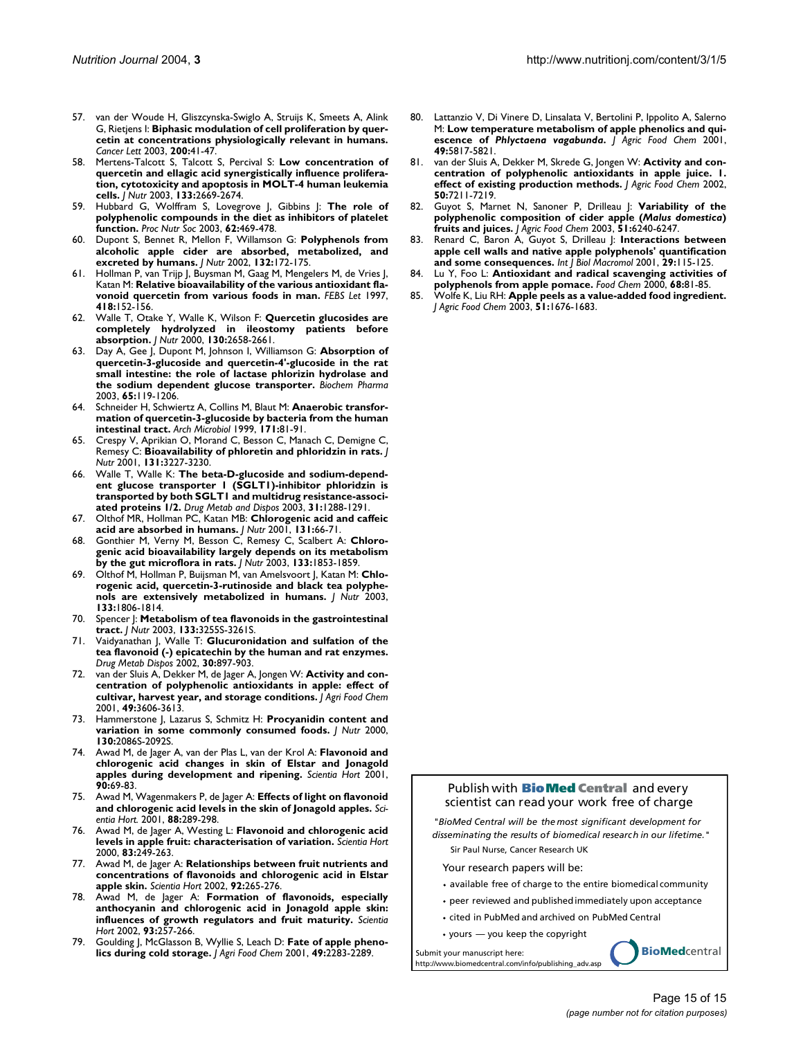57. van der Woude H, Gliszcynska-Swiglo A, Struijs K, Smeets A, Alink G, Rietjens I: **Biphasic modulation of cell proliferation by quercetin at concentrations physiologically relevant in humans.** *Cancer Lett* 2003, **200:**41-47.
58. Mertens-Talcott S, Talcott S, Percival S: **Low concentration of quercetin and ellagic acid synergistically influence proliferation, cytotoxicity and apoptosis in MOLT-4 human leukemia cells.** *J Nutr* 2003, **133:**2669-2674.
59. Hubbard G, Wolffram S, Lovegrove J, Gibbins J: **The role of polyphenolic compounds in the diet as inhibitors of platelet function.** *Proc Nutr Soc* 2003, **62:**469-478.
60. Dupont S, Bennet R, Mellon F, Willamson G: **Polyphenols from alcoholic apple cider are absorbed, metabolized, and excreted by humans.** *J Nutr* 2002, **132:**172-175.
61. Hollman P, van Trijp J, Buysman M, Gaag M, Mengelers M, de Vries J, Katan M: **Relative bioavailability of the various antioxidant flavonoid quercetin from various foods in man.** *FEBS Let* 1997, **418:**152-156.
62. Walle T, Otake Y, Walle K, Wilson F: **Quercetin glucosides are completely hydrolyzed in ileostomy patients before absorption.** *J Nutr* 2000, **130:**2658-2661.
63. Day A, Gee J, Dupont M, Johnson I, Williamson G: **Absorption of quercetin-3-glucoside and quercetin-4'-glucoside in the rat small intestine: the role of lactase phlorizin hydrolase and the sodium dependent glucose transporter.** *Biochem Pharma* 2003, **65:**119-1206.
64. Schneider H, Schwiertz A, Collins M, Blaut M: **Anaerobic transformation of quercetin-3-glucoside by bacteria from the human intestinal tract.** *Arch Microbiol* 1999, **171:**81-91.
65. Crespy V, Aprikian O, Morand C, Besson C, Manach C, Demigne C, Remesy C: **Bioavailability of phloretin and phloridzin in rats.** *J Nutr* 2001, **131:**3227-3230.
66. Walle T, Walle K: **The beta-D-glucoside and sodium-dependent glucose transporter 1 (SGLT1)-inhibitor phloridzin is transported by both SGLT1 and multidrug resistance-associated proteins 1/2.** *Drug Metab and Dispos* 2003, **31:**1288-1291.
67. Olthof MR, Hollman PC, Katan MB: **Chlorogenic acid and caffeic acid are absorbed in humans.** *J Nutr* 2001, **131:**66-71.
68. Gonthier M, Verny M, Besson C, Remesy C, Scalbert A: **Chlorogenic acid bioavailability largely depends on its metabolism by the gut microflora in rats.** *J Nutr* 2003, **133:**1853-1859.
69. Olthof M, Hollman P, Buijsman M, van Amelsvoort J, Katan M: **Chlorogenic acid, quercetin-3-rutinoside and black tea polyphenols are extensively metabolized in humans.** *J Nutr* 2003, **133:**1806-1814.
70. Spencer J: **Metabolism of tea flavonoids in the gastrointestinal tract.** *J Nutr* 2003, **133:**3255S-3261S.
71. Vaidyanathan J, Walle T: **Glucuronidation and sulfation of the tea flavonoid (-) epicatechin by the human and rat enzymes.** *Drug Metab Dispos* 2002, **30:**897-903.
72. van der Sluis A, Dekker M, de Jager A, Jongen W: **Activity and concentration of polyphenolic antioxidants in apple: effect of cultivar, harvest year, and storage conditions.** *J Agri Food Chem* 2001, **49:**3606-3613.
73. Hammerstone J, Lazarus S, Schmitz H: **Procyanidin content and variation in some commonly consumed foods.** *J Nutr* 2000, **130:**2086S-2092S.
74. Awad M, de Jager A, van der Plas L, van der Krol A: **Flavonoid and chlorogenic acid changes in skin of Elstar and Jonagold apples during development and ripening.** *Scientia Hort* 2001, **90:**69-83.
75. Awad M, Wagenmakers P, de Jager A: **Effects of light on flavonoid and chlorogenic acid levels in the skin of Jonagold apples.** *Scientia Hort.* 2001, **88:**289-298.
76. Awad M, de Jager A, Westing L: **Flavonoid and chlorogenic acid levels in apple fruit: characterisation of variation.** *Scientia Hort* 2000, **83:**249-263.
77. Awad M, de Jager A: **Relationships between fruit nutrients and concentrations of flavonoids and chlorogenic acid in Elstar apple skin.** *Scientia Hort* 2002, **92:**265-276.
78. Awad M, de Jager A: **Formation of flavonoids, especially anthocyanin and chlorogenic acid in Jonagold apple skin: influences of growth regulators and fruit maturity.** *Scientia Hort* 2002, **93:**257-266.
79. Goulding J, McGlasson B, Wyllie S, Leach D: **Fate of apple phenolics during cold storage.** *J Agri Food Chem* 2001, **49:**2283-2289.
80. Lattanzio V, Di Vinere D, Linsalata V, Bertolini P, Ippolito A, Salerno M: **Low temperature metabolism of apple phenolics and quiescence of *Phlyctaena vagabunda*.** *J Agric Food Chem* 2001, **49:**5817-5821.
81. van der Sluis A, Dekker M, Skrede G, Jongen W: **Activity and concentration of polyphenolic antioxidants in apple juice. 1. effect of existing production methods.** *J Agric Food Chem* 2002, **50:**7211-7219.
82. Guyot S, Marnet N, Sanoner P, Drilleau J: **Variability of the polyphenolic composition of cider apple (*Malus domestica*) fruits and juices.** *J Agric Food Chem* 2003, **51:**6240-6247.
83. Renard C, Baron A, Guyot S, Drilleau J: **Interactions between apple cell walls and native apple polyphenols' quantification and some consequences.** *Int J Biol Macromol* 2001, **29:**115-125.
84. Lu Y, Foo L: **Antioxidant and radical scavenging activities of polyphenols from apple pomace.** *Food Chem* 2000, **68:**81-85.
85. Wolfe K, Liu RH: **Apple peels as a value-added food ingredient.** *J Agric Food Chem* 2003, **51:**1676-1683.

Publish with **BioMed Central** and every scientist can read your work free of charge

*"BioMed Central will be the most significant development for disseminating the results of biomedical research in our lifetime."*
Sir Paul Nurse, Cancer Research UK

Your research papers will be:

- available free of charge to the entire biomedical community
- peer reviewed and published immediately upon acceptance
- cited in PubMed and archived on PubMed Central
- yours — you keep the copyright

Submit your manuscript here:
http://www.biomedcentral.com/info/publishing_adv.asp

**BioMed**central